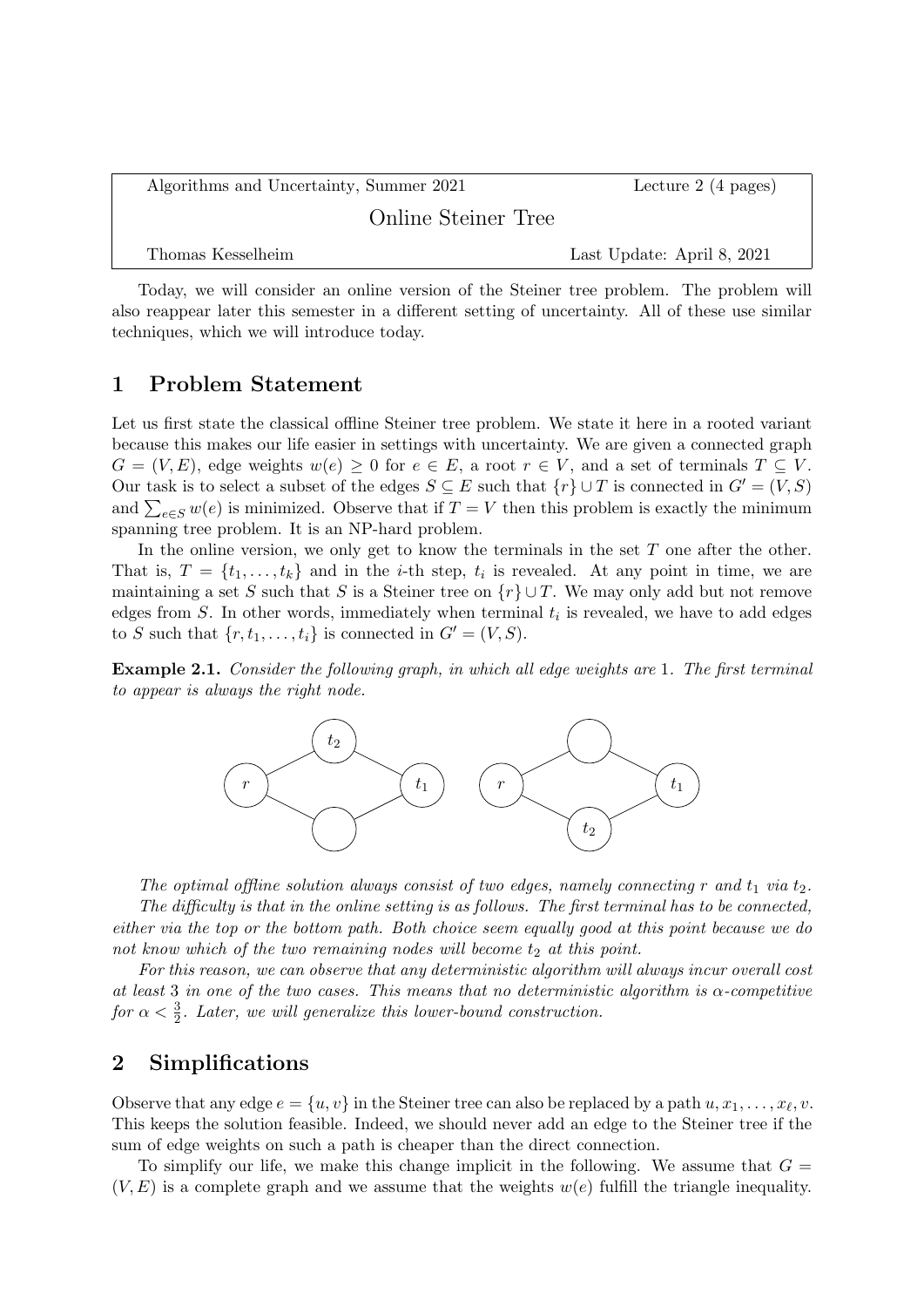| | |
|---|---|
| Algorithms and Uncertainty, Summer 2021 | Lecture 2 (4 pages) |
| Online Steiner Tree | |
| Thomas Kesselheim | Last Update: April 8, 2021 |

Today, we will consider an online version of the Steiner tree problem. The problem will also reappear later this semester in a different setting of uncertainty. All of these use similar techniques, which we will introduce today.

## 1 Problem Statement

Let us first state the classical offline Steiner tree problem. We state it here in a rooted variant because this makes our life easier in settings with uncertainty. We are given a connected graph $G = (V, E)$, edge weights $w(e) \geq 0$ for $e \in E$, a root $r \in V$, and a set of terminals $T \subseteq V$. Our task is to select a subset of the edges $S \subseteq E$ such that $\{r\} \cup T$ is connected in $G' = (V, S)$ and $\sum_{e \in S} w(e)$ is minimized. Observe that if $T = V$ then this problem is exactly the minimum spanning tree problem. It is an NP-hard problem.

In the online version, we only get to know the terminals in the set $T$ one after the other. That is, $T = \{t_1, \ldots, t_k\}$ and in the $i$-th step, $t_i$ is revealed. At any point in time, we are maintaining a set $S$ such that $S$ is a Steiner tree on $\{r\} \cup T$. We may only add but not remove edges from $S$. In other words, immediately when terminal $t_i$ is revealed, we have to add edges to $S$ such that $\{r, t_1, \ldots, t_i\}$ is connected in $G' = (V, S)$.

**Example 2.1.** *Consider the following graph, in which all edge weights are* 1*. The first terminal to appear is always the right node.*

$r$

$t_2$

$t_1$

$r$

$t_1$

$t_2$

*The optimal offline solution always consist of two edges, namely connecting $r$ and $t_1$ via $t_2$.*

*The difficulty is that in the online setting is as follows. The first terminal has to be connected, either via the top or the bottom path. Both choice seem equally good at this point because we do not know which of the two remaining nodes will become $t_2$ at this point.*

*For this reason, we can observe that any deterministic algorithm will always incur overall cost at least 3 in one of the two cases. This means that no deterministic algorithm is $\alpha$-competitive for $\alpha < \frac{3}{2}$. Later, we will generalize this lower-bound construction.*

## 2 Simplifications

Observe that any edge $e = \{u, v\}$ in the Steiner tree can also be replaced by a path $u, x_1, \ldots, x_\ell, v$. This keeps the solution feasible. Indeed, we should never add an edge to the Steiner tree if the sum of edge weights on such a path is cheaper than the direct connection.

To simplify our life, we make this change implicit in the following. We assume that $G = (V, E)$ is a complete graph and we assume that the weights $w(e)$ fulfill the triangle inequality.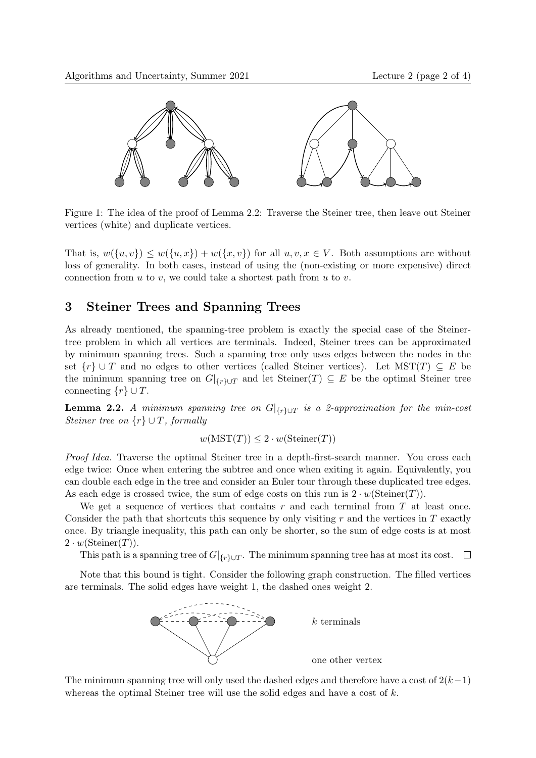Figure 1: The idea of the proof of Lemma 2.2: Traverse the Steiner tree, then leave out Steiner vertices (white) and duplicate vertices.

That is, $w(\{u, v\}) \leq w(\{u, x\}) + w(\{x, v\})$ for all $u, v, x \in V$. Both assumptions are without loss of generality. In both cases, instead of using the (non-existing or more expensive) direct connection from $u$ to $v$, we could take a shortest path from $u$ to $v$.

## 3 Steiner Trees and Spanning Trees

As already mentioned, the spanning-tree problem is exactly the special case of the Steiner-tree problem in which all vertices are terminals. Indeed, Steiner trees can be approximated by minimum spanning trees. Such a spanning tree only uses edges between the nodes in the set $\{r\} \cup T$ and no edges to other vertices (called Steiner vertices). Let $\mathrm{MST}(T) \subseteq E$ be the minimum spanning tree on $G|_{\{r\} \cup T}$ and let $\mathrm{Steiner}(T) \subseteq E$ be the optimal Steiner tree connecting $\{r\} \cup T$.

**Lemma 2.2.** *A minimum spanning tree on $G|_{\{r\} \cup T}$ is a 2-approximation for the min-cost Steiner tree on $\{r\} \cup T$, formally*

$$w(\mathrm{MST}(T)) \leq 2 \cdot w(\mathrm{Steiner}(T))$$

*Proof Idea.* Traverse the optimal Steiner tree in a depth-first-search manner. You cross each edge twice: Once when entering the subtree and once when exiting it again. Equivalently, you can double each edge in the tree and consider an Euler tour through these duplicated tree edges. As each edge is crossed twice, the sum of edge costs on this run is $2 \cdot w(\mathrm{Steiner}(T))$.

We get a sequence of vertices that contains $r$ and each terminal from $T$ at least once. Consider the path that shortcuts this sequence by only visiting $r$ and the vertices in $T$ exactly once. By triangle inequality, this path can only be shorter, so the sum of edge costs is at most $2 \cdot w(\mathrm{Steiner}(T))$.

This path is a spanning tree of $G|_{\{r\} \cup T}$. The minimum spanning tree has at most its cost. $\square$

Note that this bound is tight. Consider the following graph construction. The filled vertices are terminals. The solid edges have weight 1, the dashed ones weight 2.

$k$ terminals

one other vertex

The minimum spanning tree will only used the dashed edges and therefore have a cost of $2(k-1)$ whereas the optimal Steiner tree will use the solid edges and have a cost of $k$.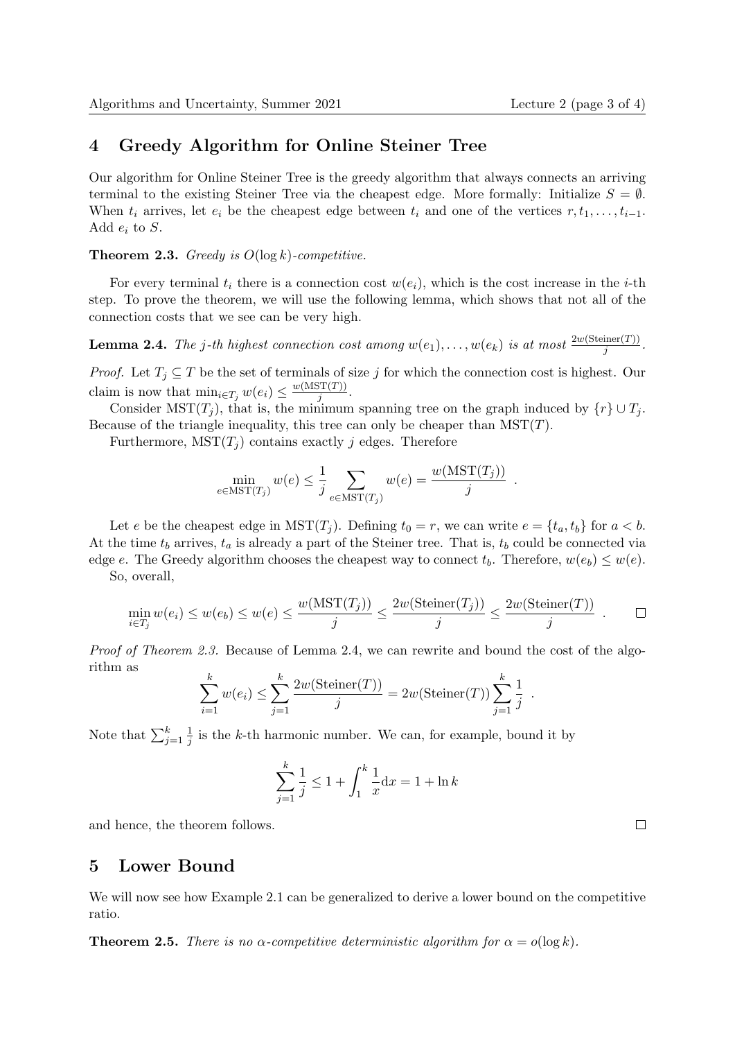## 4 Greedy Algorithm for Online Steiner Tree

Our algorithm for Online Steiner Tree is the greedy algorithm that always connects an arriving terminal to the existing Steiner Tree via the cheapest edge. More formally: Initialize $S = \emptyset$. When $t_i$ arrives, let $e_i$ be the cheapest edge between $t_i$ and one of the vertices $r, t_1, \ldots, t_{i-1}$. Add $e_i$ to $S$.

**Theorem 2.3.** *Greedy is $O(\log k)$-competitive.*

For every terminal $t_i$ there is a connection cost $w(e_i)$, which is the cost increase in the $i$-th step. To prove the theorem, we will use the following lemma, which shows that not all of the connection costs that we see can be very high.

**Lemma 2.4.** *The $j$-th highest connection cost among $w(e_1), \ldots, w(e_k)$ is at most $\frac{2w(\text{Steiner}(T))}{j}$.*

*Proof.* Let $T_j \subseteq T$ be the set of terminals of size $j$ for which the connection cost is highest. Our claim is now that $\min_{i \in T_j} w(e_i) \leq \frac{w(\text{MST}(T))}{j}$.

Consider $\text{MST}(T_j)$, that is, the minimum spanning tree on the graph induced by $\{r\} \cup T_j$. Because of the triangle inequality, this tree can only be cheaper than $\text{MST}(T)$.

Furthermore, $\text{MST}(T_j)$ contains exactly $j$ edges. Therefore

$$\min_{e \in \text{MST}(T_j)} w(e) \leq \frac{1}{j} \sum_{e \in \text{MST}(T_j)} w(e) = \frac{w(\text{MST}(T_j))}{j} \ .$$

Let $e$ be the cheapest edge in $\text{MST}(T_j)$. Defining $t_0 = r$, we can write $e = \{t_a, t_b\}$ for $a < b$. At the time $t_b$ arrives, $t_a$ is already a part of the Steiner tree. That is, $t_b$ could be connected via edge $e$. The Greedy algorithm chooses the cheapest way to connect $t_b$. Therefore, $w(e_b) \leq w(e)$.

So, overall,

$$\min_{i \in T_j} w(e_i) \leq w(e_b) \leq w(e) \leq \frac{w(\text{MST}(T_j))}{j} \leq \frac{2w(\text{Steiner}(T_j))}{j} \leq \frac{2w(\text{Steiner}(T))}{j} \ . \qquad \square$$

*Proof of Theorem 2.3.* Because of Lemma 2.4, we can rewrite and bound the cost of the algorithm as

$$\sum_{i=1}^{k} w(e_i) \leq \sum_{j=1}^{k} \frac{2w(\text{Steiner}(T))}{j} = 2w(\text{Steiner}(T)) \sum_{j=1}^{k} \frac{1}{j} \ .$$

Note that $\sum_{j=1}^{k} \frac{1}{j}$ is the $k$-th harmonic number. We can, for example, bound it by

$$\sum_{j=1}^{k} \frac{1}{j} \leq 1 + \int_{1}^{k} \frac{1}{x} \mathrm{d}x = 1 + \ln k$$

and hence, the theorem follows. $\square$

## 5 Lower Bound

We will now see how Example 2.1 can be generalized to derive a lower bound on the competitive ratio.

**Theorem 2.5.** *There is no $\alpha$-competitive deterministic algorithm for $\alpha = o(\log k)$.*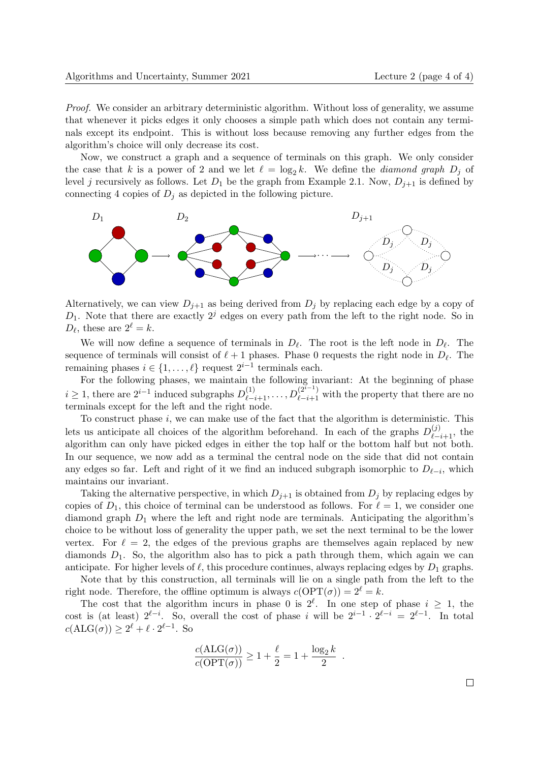*Proof.* We consider an arbitrary deterministic algorithm. Without loss of generality, we assume that whenever it picks edges it only chooses a simple path which does not contain any terminals except its endpoint. This is without loss because removing any further edges from the algorithm's choice will only decrease its cost.

Now, we construct a graph and a sequence of terminals on this graph. We only consider the case that $k$ is a power of 2 and we let $\ell = \log_2 k$. We define the *diamond graph* $D_j$ of level $j$ recursively as follows. Let $D_1$ be the graph from Example 2.1. Now, $D_{j+1}$ is defined by connecting 4 copies of $D_j$ as depicted in the following picture.

$D_1$

$D_2$

$D_{j+1}$

$D_j$ $D_j$ $D_j$ $D_j$

Alternatively, we can view $D_{j+1}$ as being derived from $D_j$ by replacing each edge by a copy of $D_1$. Note that there are exactly $2^j$ edges on every path from the left to the right node. So in $D_\ell$, these are $2^\ell = k$.

We will now define a sequence of terminals in $D_\ell$. The root is the left node in $D_\ell$. The sequence of terminals will consist of $\ell + 1$ phases. Phase 0 requests the right node in $D_\ell$. The remaining phases $i \in \{1, \ldots, \ell\}$ request $2^{i-1}$ terminals each.

For the following phases, we maintain the following invariant: At the beginning of phase $i \geq 1$, there are $2^{i-1}$ induced subgraphs $D^{(1)}_{\ell-i+1}, \ldots, D^{(2^{i-1})}_{\ell-i+1}$ with the property that there are no terminals except for the left and the right node.

To construct phase $i$, we can make use of the fact that the algorithm is deterministic. This lets us anticipate all choices of the algorithm beforehand. In each of the graphs $D^{(j)}_{\ell-i+1}$, the algorithm can only have picked edges in either the top half or the bottom half but not both. In our sequence, we now add as a terminal the central node on the side that did not contain any edges so far. Left and right of it we find an induced subgraph isomorphic to $D_{\ell-i}$, which maintains our invariant.

Taking the alternative perspective, in which $D_{j+1}$ is obtained from $D_j$ by replacing edges by copies of $D_1$, this choice of terminal can be understood as follows. For $\ell = 1$, we consider one diamond graph $D_1$ where the left and right node are terminals. Anticipating the algorithm's choice to be without loss of generality the upper path, we set the next terminal to be the lower vertex. For $\ell = 2$, the edges of the previous graphs are themselves again replaced by new diamonds $D_1$. So, the algorithm also has to pick a path through them, which again we can anticipate. For higher levels of $\ell$, this procedure continues, always replacing edges by $D_1$ graphs.

Note that by this construction, all terminals will lie on a single path from the left to the right node. Therefore, the offline optimum is always $c(\mathrm{OPT}(\sigma)) = 2^\ell = k$.

The cost that the algorithm incurs in phase 0 is $2^\ell$. In one step of phase $i \geq 1$, the cost is (at least) $2^{\ell-i}$. So, overall the cost of phase $i$ will be $2^{i-1} \cdot 2^{\ell-i} = 2^{\ell-1}$. In total $c(\mathrm{ALG}(\sigma)) \geq 2^\ell + \ell \cdot 2^{\ell-1}$. So

$$\frac{c(\mathrm{ALG}(\sigma))}{c(\mathrm{OPT}(\sigma))} \geq 1 + \frac{\ell}{2} = 1 + \frac{\log_2 k}{2} \ .$$

□